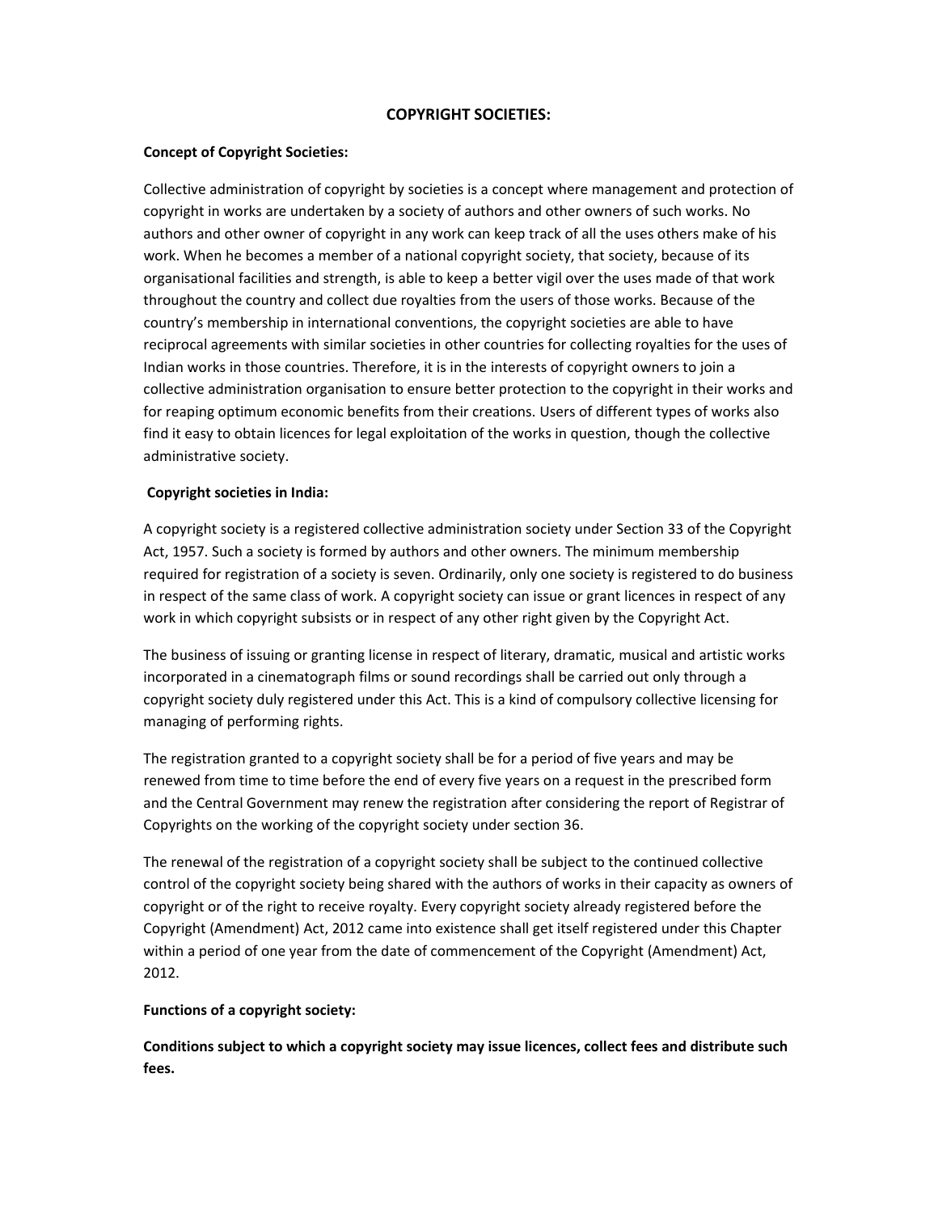# COPYRIGHT SOCIETIES:

**Concept of Copyright Societies:**

Collective administration of copyright by societies is a concept where management and protection of copyright in works are undertaken by a society of authors and other owners of such works. No authors and other owner of copyright in any work can keep track of all the uses others make of his work. When he becomes a member of a national copyright society, that society, because of its organisational facilities and strength, is able to keep a better vigil over the uses made of that work throughout the country and collect due royalties from the users of those works. Because of the country's membership in international conventions, the copyright societies are able to have reciprocal agreements with similar societies in other countries for collecting royalties for the uses of Indian works in those countries. Therefore, it is in the interests of copyright owners to join a collective administration organisation to ensure better protection to the copyright in their works and for reaping optimum economic benefits from their creations. Users of different types of works also find it easy to obtain licences for legal exploitation of the works in question, though the collective administrative society.

**Copyright societies in India:**

A copyright society is a registered collective administration society under Section 33 of the Copyright Act, 1957. Such a society is formed by authors and other owners. The minimum membership required for registration of a society is seven. Ordinarily, only one society is registered to do business in respect of the same class of work. A copyright society can issue or grant licences in respect of any work in which copyright subsists or in respect of any other right given by the Copyright Act.

The business of issuing or granting license in respect of literary, dramatic, musical and artistic works incorporated in a cinematograph films or sound recordings shall be carried out only through a copyright society duly registered under this Act. This is a kind of compulsory collective licensing for managing of performing rights.

The registration granted to a copyright society shall be for a period of five years and may be renewed from time to time before the end of every five years on a request in the prescribed form and the Central Government may renew the registration after considering the report of Registrar of Copyrights on the working of the copyright society under section 36.

The renewal of the registration of a copyright society shall be subject to the continued collective control of the copyright society being shared with the authors of works in their capacity as owners of copyright or of the right to receive royalty. Every copyright society already registered before the Copyright (Amendment) Act, 2012 came into existence shall get itself registered under this Chapter within a period of one year from the date of commencement of the Copyright (Amendment) Act, 2012.

**Functions of a copyright society:**

**Conditions subject to which a copyright society may issue licences, collect fees and distribute such fees.**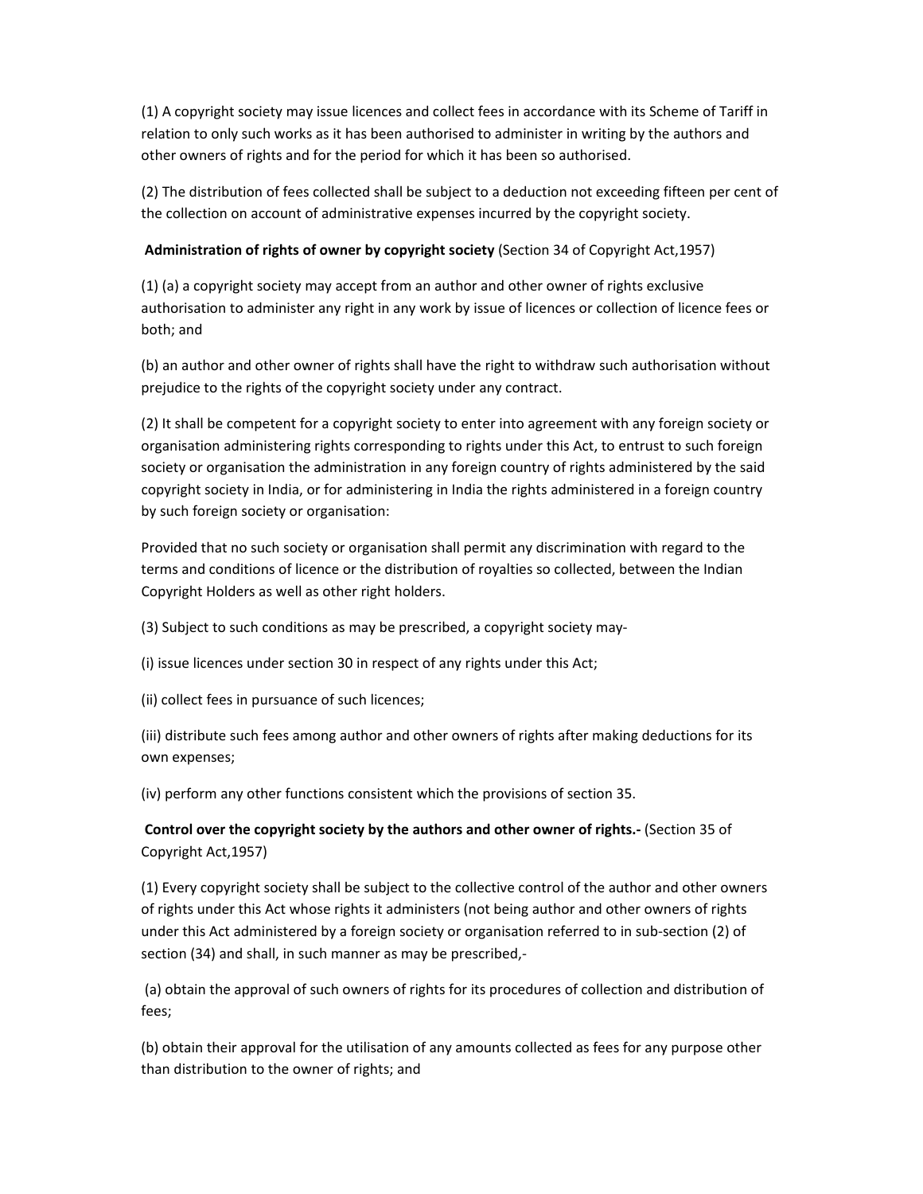(1) A copyright society may issue licences and collect fees in accordance with its Scheme of Tariff in relation to only such works as it has been authorised to administer in writing by the authors and other owners of rights and for the period for which it has been so authorised.

(2) The distribution of fees collected shall be subject to a deduction not exceeding fifteen per cent of the collection on account of administrative expenses incurred by the copyright society.

**Administration of rights of owner by copyright society** (Section 34 of Copyright Act,1957)

(1) (a) a copyright society may accept from an author and other owner of rights exclusive authorisation to administer any right in any work by issue of licences or collection of licence fees or both; and

(b) an author and other owner of rights shall have the right to withdraw such authorisation without prejudice to the rights of the copyright society under any contract.

(2) It shall be competent for a copyright society to enter into agreement with any foreign society or organisation administering rights corresponding to rights under this Act, to entrust to such foreign society or organisation the administration in any foreign country of rights administered by the said copyright society in India, or for administering in India the rights administered in a foreign country by such foreign society or organisation:

Provided that no such society or organisation shall permit any discrimination with regard to the terms and conditions of licence or the distribution of royalties so collected, between the Indian Copyright Holders as well as other right holders.

(3) Subject to such conditions as may be prescribed, a copyright society may-

(i) issue licences under section 30 in respect of any rights under this Act;

(ii) collect fees in pursuance of such licences;

(iii) distribute such fees among author and other owners of rights after making deductions for its own expenses;

(iv) perform any other functions consistent which the provisions of section 35.

**Control over the copyright society by the authors and other owner of rights.-** (Section 35 of Copyright Act,1957)

(1) Every copyright society shall be subject to the collective control of the author and other owners of rights under this Act whose rights it administers (not being author and other owners of rights under this Act administered by a foreign society or organisation referred to in sub-section (2) of section (34) and shall, in such manner as may be prescribed,-

(a) obtain the approval of such owners of rights for its procedures of collection and distribution of fees;

(b) obtain their approval for the utilisation of any amounts collected as fees for any purpose other than distribution to the owner of rights; and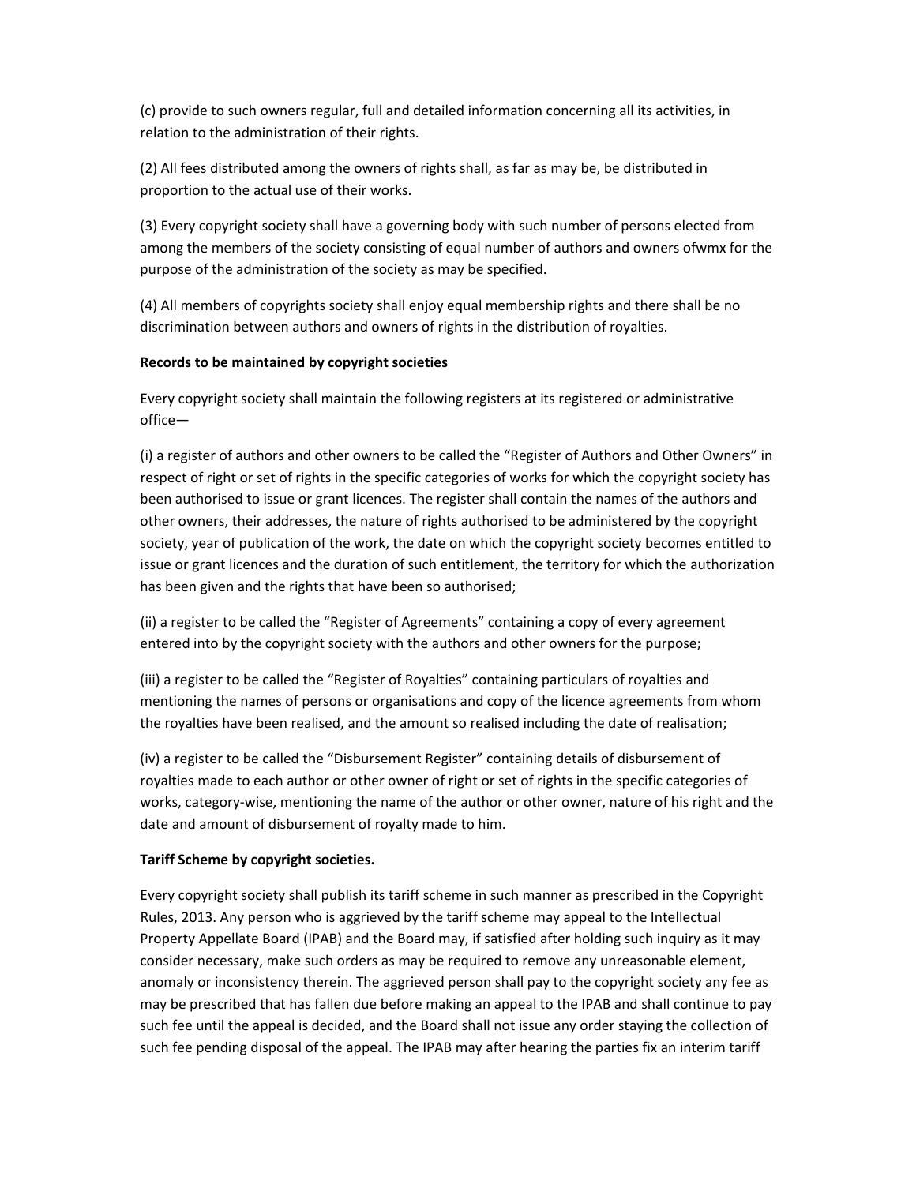(c) provide to such owners regular, full and detailed information concerning all its activities, in relation to the administration of their rights.

(2) All fees distributed among the owners of rights shall, as far as may be, be distributed in proportion to the actual use of their works.

(3) Every copyright society shall have a governing body with such number of persons elected from among the members of the society consisting of equal number of authors and owners ofwmx for the purpose of the administration of the society as may be specified.

(4) All members of copyrights society shall enjoy equal membership rights and there shall be no discrimination between authors and owners of rights in the distribution of royalties.

**Records to be maintained by copyright societies**

Every copyright society shall maintain the following registers at its registered or administrative office—

(i) a register of authors and other owners to be called the "Register of Authors and Other Owners" in respect of right or set of rights in the specific categories of works for which the copyright society has been authorised to issue or grant licences. The register shall contain the names of the authors and other owners, their addresses, the nature of rights authorised to be administered by the copyright society, year of publication of the work, the date on which the copyright society becomes entitled to issue or grant licences and the duration of such entitlement, the territory for which the authorization has been given and the rights that have been so authorised;

(ii) a register to be called the "Register of Agreements" containing a copy of every agreement entered into by the copyright society with the authors and other owners for the purpose;

(iii) a register to be called the "Register of Royalties" containing particulars of royalties and mentioning the names of persons or organisations and copy of the licence agreements from whom the royalties have been realised, and the amount so realised including the date of realisation;

(iv) a register to be called the "Disbursement Register" containing details of disbursement of royalties made to each author or other owner of right or set of rights in the specific categories of works, category-wise, mentioning the name of the author or other owner, nature of his right and the date and amount of disbursement of royalty made to him.

**Tariff Scheme by copyright societies.**

Every copyright society shall publish its tariff scheme in such manner as prescribed in the Copyright Rules, 2013. Any person who is aggrieved by the tariff scheme may appeal to the Intellectual Property Appellate Board (IPAB) and the Board may, if satisfied after holding such inquiry as it may consider necessary, make such orders as may be required to remove any unreasonable element, anomaly or inconsistency therein. The aggrieved person shall pay to the copyright society any fee as may be prescribed that has fallen due before making an appeal to the IPAB and shall continue to pay such fee until the appeal is decided, and the Board shall not issue any order staying the collection of such fee pending disposal of the appeal. The IPAB may after hearing the parties fix an interim tariff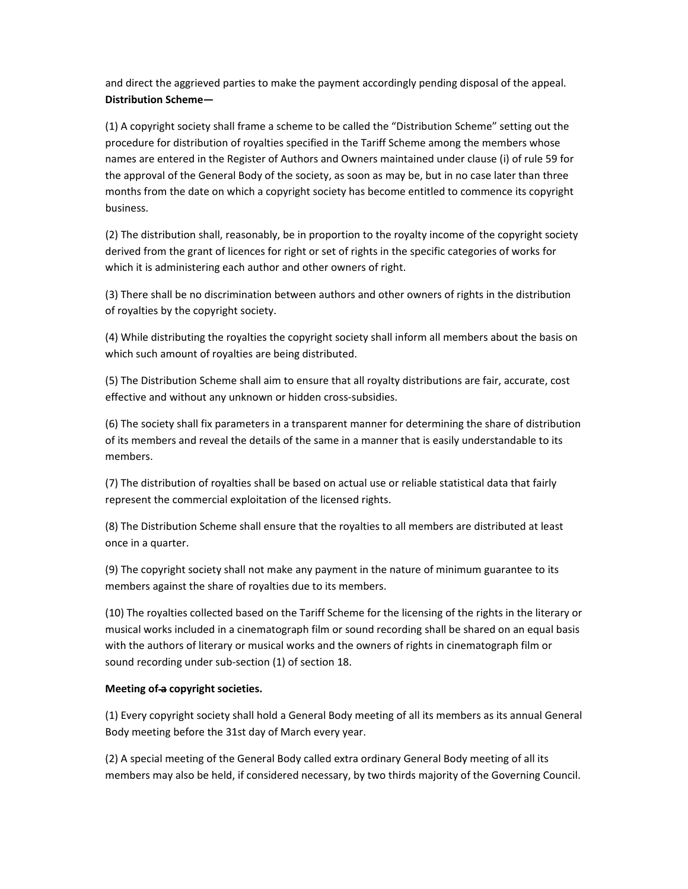and direct the aggrieved parties to make the payment accordingly pending disposal of the appeal.

**Distribution Scheme—**

(1) A copyright society shall frame a scheme to be called the "Distribution Scheme" setting out the procedure for distribution of royalties specified in the Tariff Scheme among the members whose names are entered in the Register of Authors and Owners maintained under clause (i) of rule 59 for the approval of the General Body of the society, as soon as may be, but in no case later than three months from the date on which a copyright society has become entitled to commence its copyright business.

(2) The distribution shall, reasonably, be in proportion to the royalty income of the copyright society derived from the grant of licences for right or set of rights in the specific categories of works for which it is administering each author and other owners of right.

(3) There shall be no discrimination between authors and other owners of rights in the distribution of royalties by the copyright society.

(4) While distributing the royalties the copyright society shall inform all members about the basis on which such amount of royalties are being distributed.

(5) The Distribution Scheme shall aim to ensure that all royalty distributions are fair, accurate, cost effective and without any unknown or hidden cross-subsidies.

(6) The society shall fix parameters in a transparent manner for determining the share of distribution of its members and reveal the details of the same in a manner that is easily understandable to its members.

(7) The distribution of royalties shall be based on actual use or reliable statistical data that fairly represent the commercial exploitation of the licensed rights.

(8) The Distribution Scheme shall ensure that the royalties to all members are distributed at least once in a quarter.

(9) The copyright society shall not make any payment in the nature of minimum guarantee to its members against the share of royalties due to its members.

(10) The royalties collected based on the Tariff Scheme for the licensing of the rights in the literary or musical works included in a cinematograph film or sound recording shall be shared on an equal basis with the authors of literary or musical works and the owners of rights in cinematograph film or sound recording under sub-section (1) of section 18.

**Meeting of ~~a~~ copyright societies.**

(1) Every copyright society shall hold a General Body meeting of all its members as its annual General Body meeting before the 31st day of March every year.

(2) A special meeting of the General Body called extra ordinary General Body meeting of all its members may also be held, if considered necessary, by two thirds majority of the Governing Council.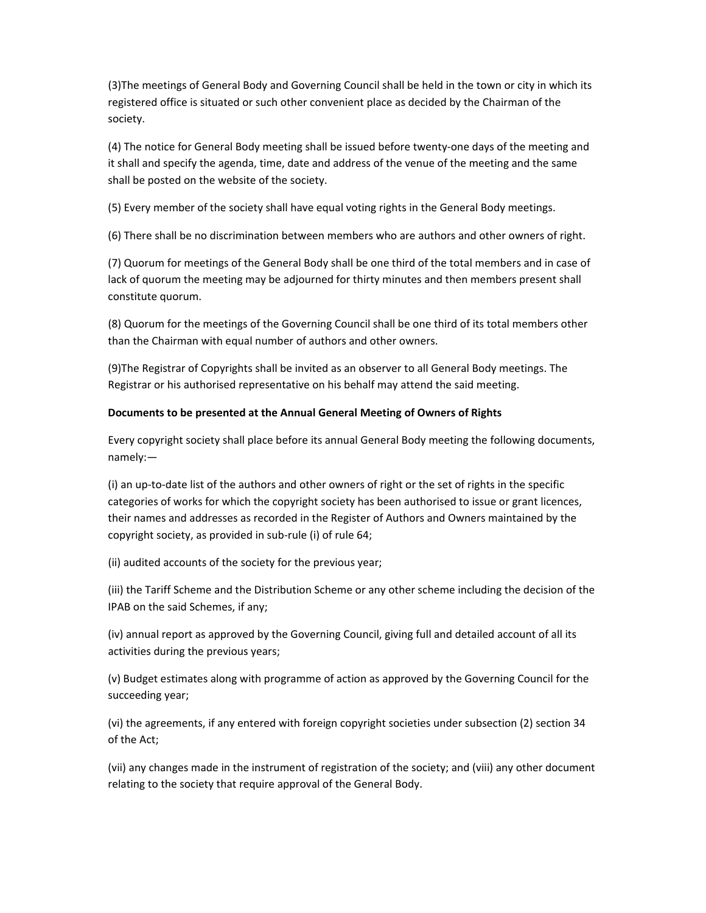(3)The meetings of General Body and Governing Council shall be held in the town or city in which its registered office is situated or such other convenient place as decided by the Chairman of the society.

(4) The notice for General Body meeting shall be issued before twenty-one days of the meeting and it shall and specify the agenda, time, date and address of the venue of the meeting and the same shall be posted on the website of the society.

(5) Every member of the society shall have equal voting rights in the General Body meetings.

(6) There shall be no discrimination between members who are authors and other owners of right.

(7) Quorum for meetings of the General Body shall be one third of the total members and in case of lack of quorum the meeting may be adjourned for thirty minutes and then members present shall constitute quorum.

(8) Quorum for the meetings of the Governing Council shall be one third of its total members other than the Chairman with equal number of authors and other owners.

(9)The Registrar of Copyrights shall be invited as an observer to all General Body meetings. The Registrar or his authorised representative on his behalf may attend the said meeting.

**Documents to be presented at the Annual General Meeting of Owners of Rights**

Every copyright society shall place before its annual General Body meeting the following documents, namely:—

(i) an up-to-date list of the authors and other owners of right or the set of rights in the specific categories of works for which the copyright society has been authorised to issue or grant licences, their names and addresses as recorded in the Register of Authors and Owners maintained by the copyright society, as provided in sub-rule (i) of rule 64;

(ii) audited accounts of the society for the previous year;

(iii) the Tariff Scheme and the Distribution Scheme or any other scheme including the decision of the IPAB on the said Schemes, if any;

(iv) annual report as approved by the Governing Council, giving full and detailed account of all its activities during the previous years;

(v) Budget estimates along with programme of action as approved by the Governing Council for the succeeding year;

(vi) the agreements, if any entered with foreign copyright societies under subsection (2) section 34 of the Act;

(vii) any changes made in the instrument of registration of the society; and (viii) any other document relating to the society that require approval of the General Body.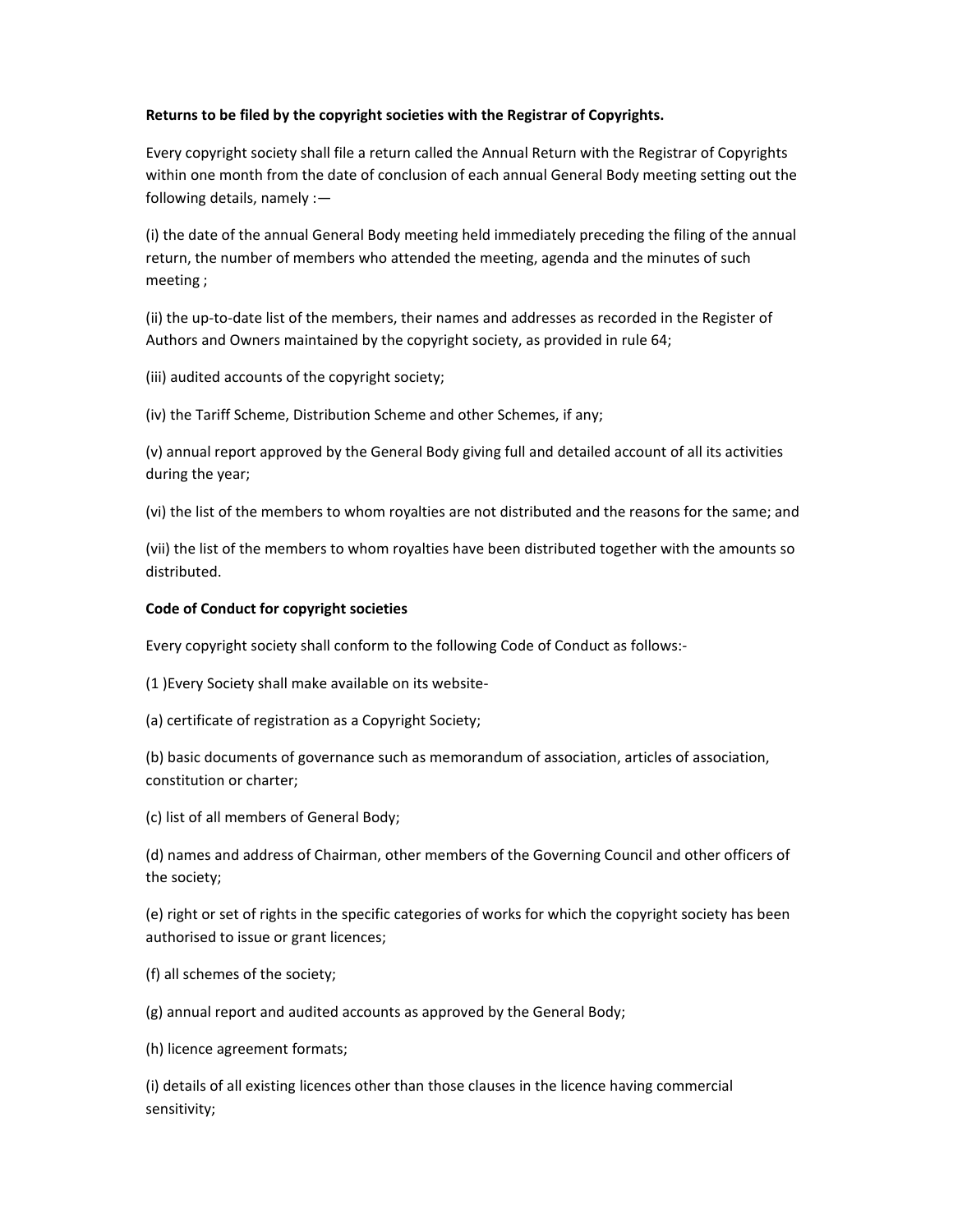**Returns to be filed by the copyright societies with the Registrar of Copyrights.**

Every copyright society shall file a return called the Annual Return with the Registrar of Copyrights within one month from the date of conclusion of each annual General Body meeting setting out the following details, namely :—

(i) the date of the annual General Body meeting held immediately preceding the filing of the annual return, the number of members who attended the meeting, agenda and the minutes of such meeting ;

(ii) the up-to-date list of the members, their names and addresses as recorded in the Register of Authors and Owners maintained by the copyright society, as provided in rule 64;

(iii) audited accounts of the copyright society;

(iv) the Tariff Scheme, Distribution Scheme and other Schemes, if any;

(v) annual report approved by the General Body giving full and detailed account of all its activities during the year;

(vi) the list of the members to whom royalties are not distributed and the reasons for the same; and

(vii) the list of the members to whom royalties have been distributed together with the amounts so distributed.

**Code of Conduct for copyright societies**

Every copyright society shall conform to the following Code of Conduct as follows:-

(1 )Every Society shall make available on its website-

(a) certificate of registration as a Copyright Society;

(b) basic documents of governance such as memorandum of association, articles of association, constitution or charter;

(c) list of all members of General Body;

(d) names and address of Chairman, other members of the Governing Council and other officers of the society;

(e) right or set of rights in the specific categories of works for which the copyright society has been authorised to issue or grant licences;

(f) all schemes of the society;

(g) annual report and audited accounts as approved by the General Body;

(h) licence agreement formats;

(i) details of all existing licences other than those clauses in the licence having commercial sensitivity;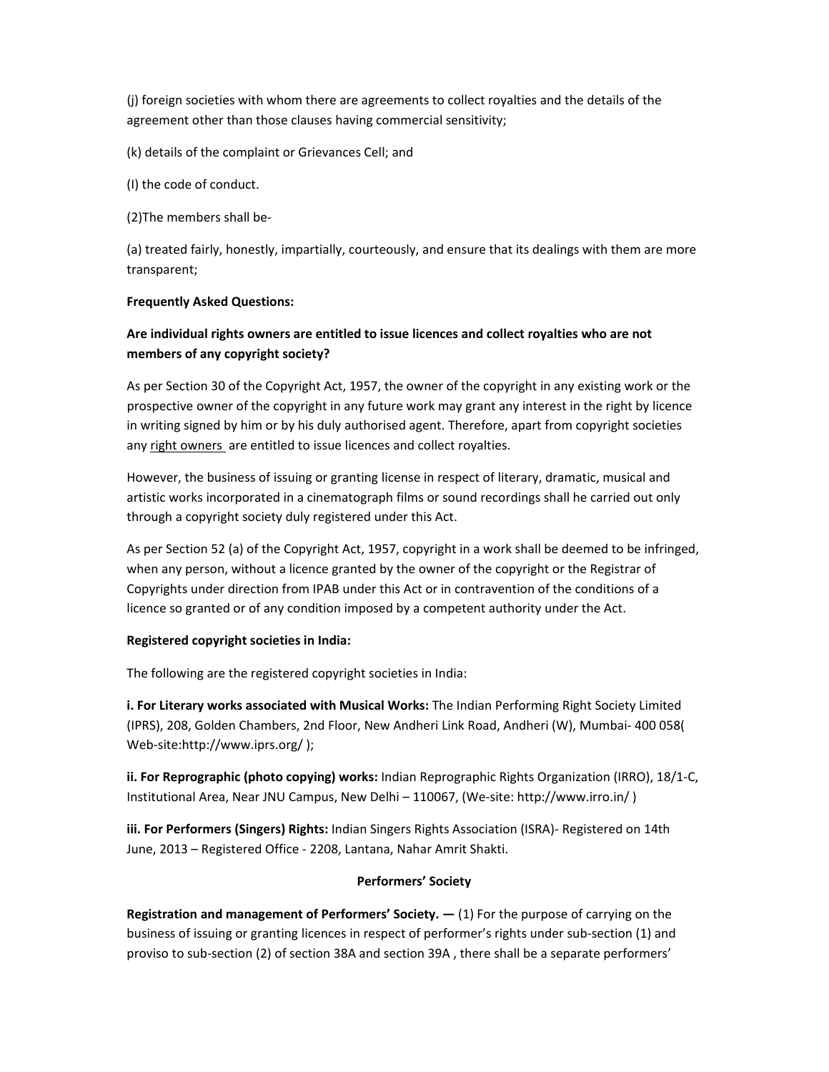(j) foreign societies with whom there are agreements to collect royalties and the details of the agreement other than those clauses having commercial sensitivity;

(k) details of the complaint or Grievances Cell; and

(I) the code of conduct.

(2)The members shall be-

(a) treated fairly, honestly, impartially, courteously, and ensure that its dealings with them are more transparent;

**Frequently Asked Questions:**

**Are individual rights owners are entitled to issue licences and collect royalties who are not members of any copyright society?**

As per Section 30 of the Copyright Act, 1957, the owner of the copyright in any existing work or the prospective owner of the copyright in any future work may grant any interest in the right by licence in writing signed by him or by his duly authorised agent. Therefore, apart from copyright societies any right owners are entitled to issue licences and collect royalties.

However, the business of issuing or granting license in respect of literary, dramatic, musical and artistic works incorporated in a cinematograph films or sound recordings shall he carried out only through a copyright society duly registered under this Act.

As per Section 52 (a) of the Copyright Act, 1957, copyright in a work shall be deemed to be infringed, when any person, without a licence granted by the owner of the copyright or the Registrar of Copyrights under direction from IPAB under this Act or in contravention of the conditions of a licence so granted or of any condition imposed by a competent authority under the Act.

**Registered copyright societies in India:**

The following are the registered copyright societies in India:

**i. For Literary works associated with Musical Works:** The Indian Performing Right Society Limited (IPRS), 208, Golden Chambers, 2nd Floor, New Andheri Link Road, Andheri (W), Mumbai- 400 058( Web-site:http://www.iprs.org/ );

**ii. For Reprographic (photo copying) works:** Indian Reprographic Rights Organization (IRRO), 18/1-C, Institutional Area, Near JNU Campus, New Delhi – 110067, (We-site: http://www.irro.in/ )

**iii. For Performers (Singers) Rights:** Indian Singers Rights Association (ISRA)- Registered on 14th June, 2013 – Registered Office - 2208, Lantana, Nahar Amrit Shakti.

**Performers' Society**

**Registration and management of Performers' Society. —** (1) For the purpose of carrying on the business of issuing or granting licences in respect of performer's rights under sub-section (1) and proviso to sub-section (2) of section 38A and section 39A , there shall be a separate performers'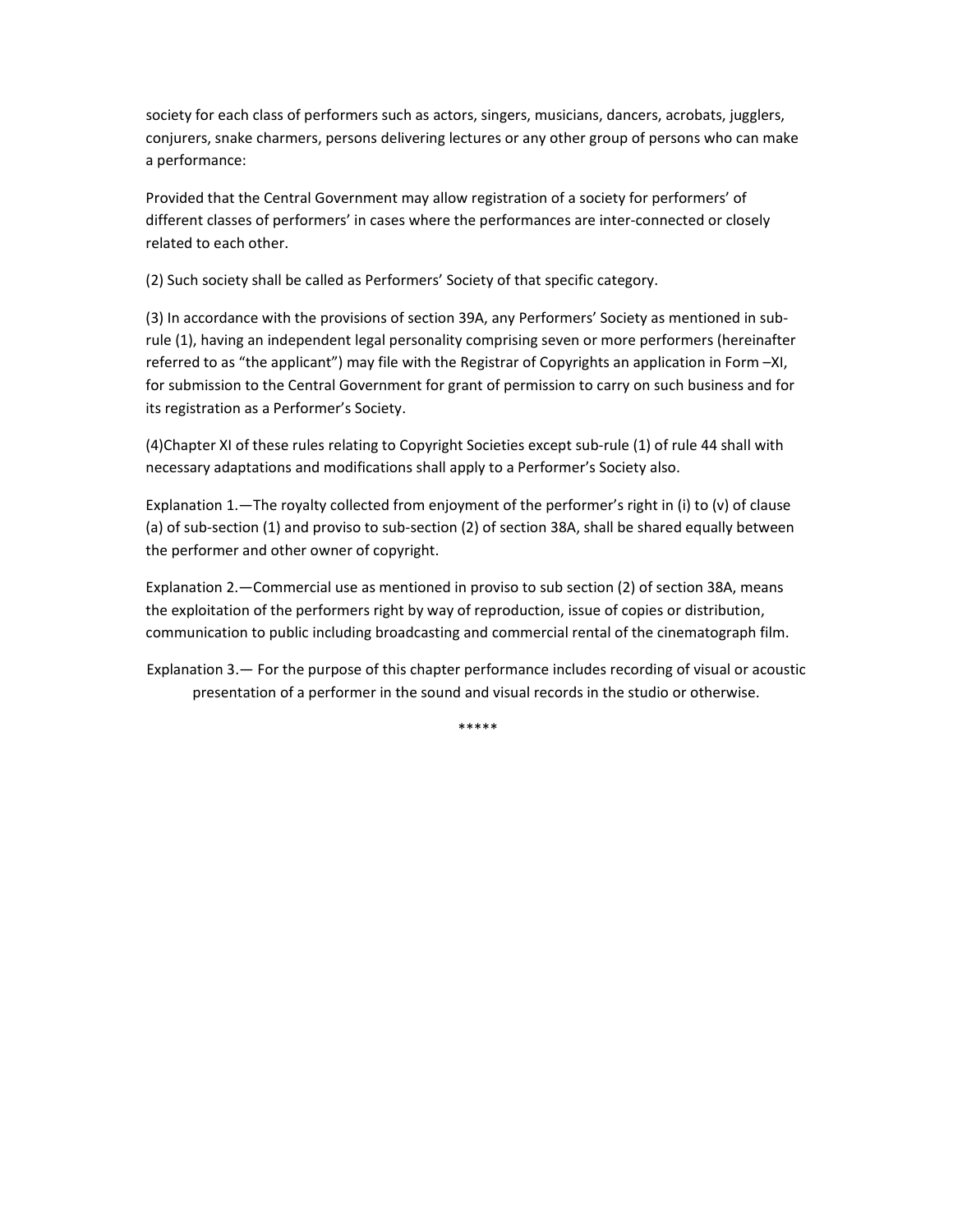society for each class of performers such as actors, singers, musicians, dancers, acrobats, jugglers, conjurers, snake charmers, persons delivering lectures or any other group of persons who can make a performance:

Provided that the Central Government may allow registration of a society for performers' of different classes of performers' in cases where the performances are inter-connected or closely related to each other.

(2) Such society shall be called as Performers' Society of that specific category.

(3) In accordance with the provisions of section 39A, any Performers' Society as mentioned in sub-rule (1), having an independent legal personality comprising seven or more performers (hereinafter referred to as "the applicant") may file with the Registrar of Copyrights an application in Form –XI, for submission to the Central Government for grant of permission to carry on such business and for its registration as a Performer's Society.

(4)Chapter XI of these rules relating to Copyright Societies except sub-rule (1) of rule 44 shall with necessary adaptations and modifications shall apply to a Performer's Society also.

Explanation 1.—The royalty collected from enjoyment of the performer's right in (i) to (v) of clause (a) of sub-section (1) and proviso to sub-section (2) of section 38A, shall be shared equally between the performer and other owner of copyright.

Explanation 2.—Commercial use as mentioned in proviso to sub section (2) of section 38A, means the exploitation of the performers right by way of reproduction, issue of copies or distribution, communication to public including broadcasting and commercial rental of the cinematograph film.

Explanation 3.— For the purpose of this chapter performance includes recording of visual or acoustic presentation of a performer in the sound and visual records in the studio or otherwise.

*****